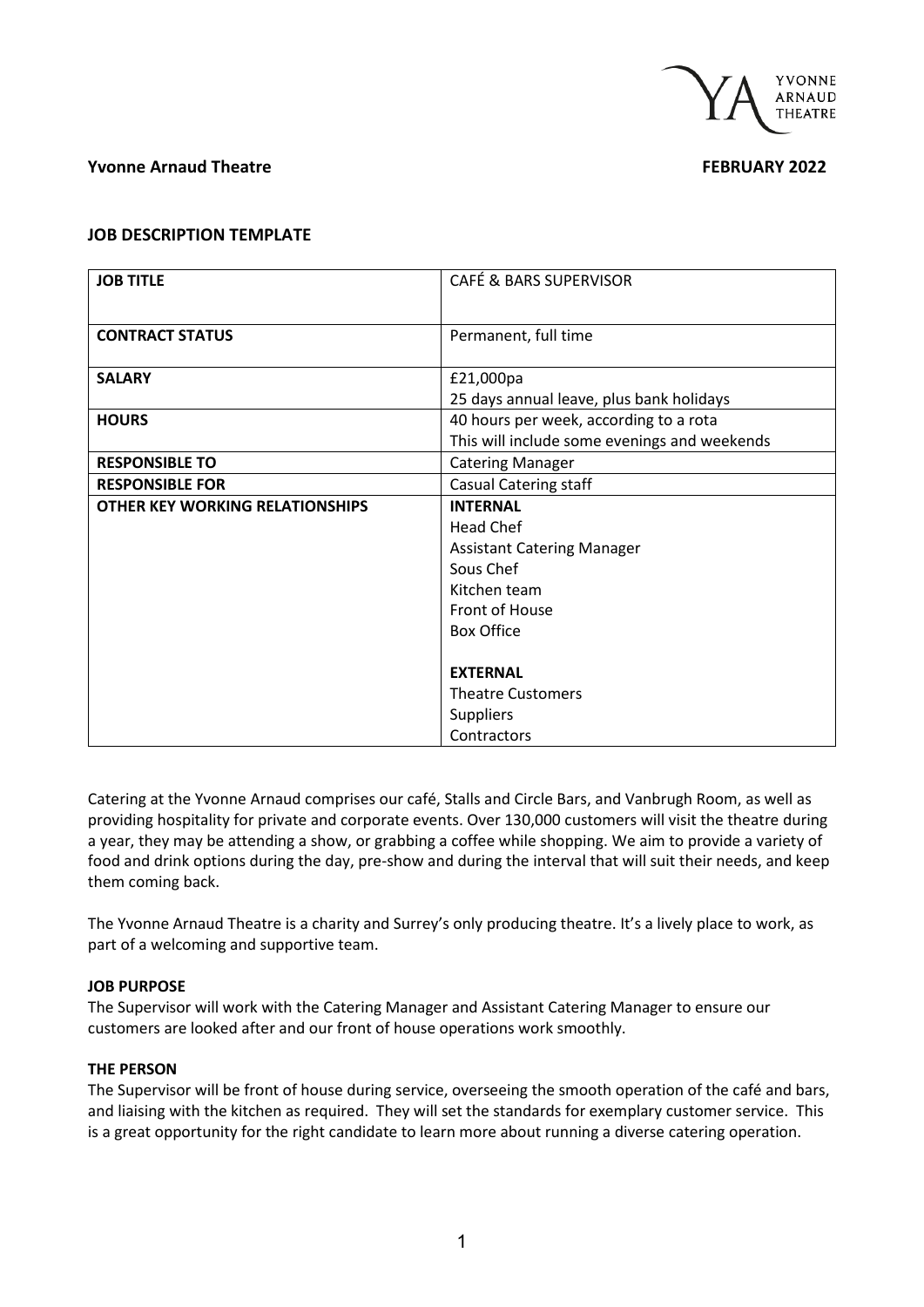**Yvonne Arnaud Theatre** **FEBRUARY 2022**

**JOB DESCRIPTION TEMPLATE**

| **JOB TITLE** | CAFÉ & BARS SUPERVISOR |
|---|---|
| **CONTRACT STATUS** | Permanent, full time |
| **SALARY** | £21,000pa<br>25 days annual leave, plus bank holidays |
| **HOURS** | 40 hours per week, according to a rota<br>This will include some evenings and weekends |
| **RESPONSIBLE TO** | Catering Manager |
| **RESPONSIBLE FOR** | Casual Catering staff |
| **OTHER KEY WORKING RELATIONSHIPS** | **INTERNAL**<br>Head Chef<br>Assistant Catering Manager<br>Sous Chef<br>Kitchen team<br>Front of House<br>Box Office<br><br>**EXTERNAL**<br>Theatre Customers<br>Suppliers<br>Contractors |

Catering at the Yvonne Arnaud comprises our café, Stalls and Circle Bars, and Vanbrugh Room, as well as providing hospitality for private and corporate events. Over 130,000 customers will visit the theatre during a year, they may be attending a show, or grabbing a coffee while shopping. We aim to provide a variety of food and drink options during the day, pre-show and during the interval that will suit their needs, and keep them coming back.

The Yvonne Arnaud Theatre is a charity and Surrey's only producing theatre. It's a lively place to work, as part of a welcoming and supportive team.

**JOB PURPOSE**

The Supervisor will work with the Catering Manager and Assistant Catering Manager to ensure our customers are looked after and our front of house operations work smoothly.

**THE PERSON**

The Supervisor will be front of house during service, overseeing the smooth operation of the café and bars, and liaising with the kitchen as required. They will set the standards for exemplary customer service. This is a great opportunity for the right candidate to learn more about running a diverse catering operation.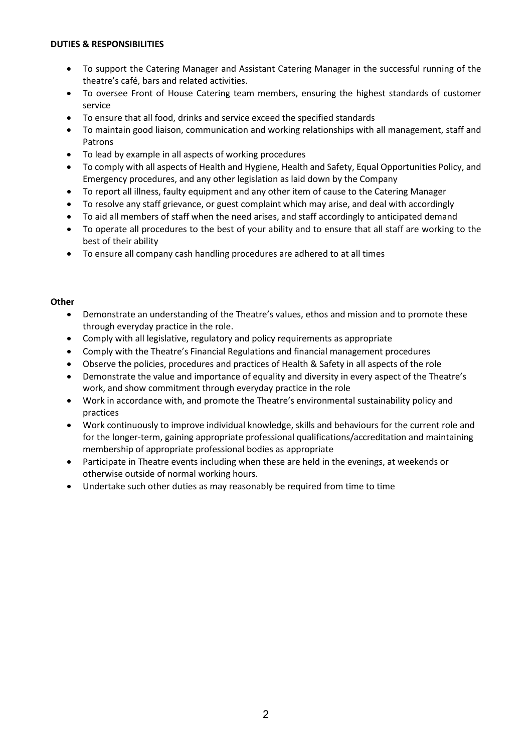**DUTIES & RESPONSIBILITIES**

- To support the Catering Manager and Assistant Catering Manager in the successful running of the theatre's café, bars and related activities.
- To oversee Front of House Catering team members, ensuring the highest standards of customer service
- To ensure that all food, drinks and service exceed the specified standards
- To maintain good liaison, communication and working relationships with all management, staff and Patrons
- To lead by example in all aspects of working procedures
- To comply with all aspects of Health and Hygiene, Health and Safety, Equal Opportunities Policy, and Emergency procedures, and any other legislation as laid down by the Company
- To report all illness, faulty equipment and any other item of cause to the Catering Manager
- To resolve any staff grievance, or guest complaint which may arise, and deal with accordingly
- To aid all members of staff when the need arises, and staff accordingly to anticipated demand
- To operate all procedures to the best of your ability and to ensure that all staff are working to the best of their ability
- To ensure all company cash handling procedures are adhered to at all times

**Other**

- Demonstrate an understanding of the Theatre's values, ethos and mission and to promote these through everyday practice in the role.
- Comply with all legislative, regulatory and policy requirements as appropriate
- Comply with the Theatre's Financial Regulations and financial management procedures
- Observe the policies, procedures and practices of Health & Safety in all aspects of the role
- Demonstrate the value and importance of equality and diversity in every aspect of the Theatre's work, and show commitment through everyday practice in the role
- Work in accordance with, and promote the Theatre's environmental sustainability policy and practices
- Work continuously to improve individual knowledge, skills and behaviours for the current role and for the longer-term, gaining appropriate professional qualifications/accreditation and maintaining membership of appropriate professional bodies as appropriate
- Participate in Theatre events including when these are held in the evenings, at weekends or otherwise outside of normal working hours.
- Undertake such other duties as may reasonably be required from time to time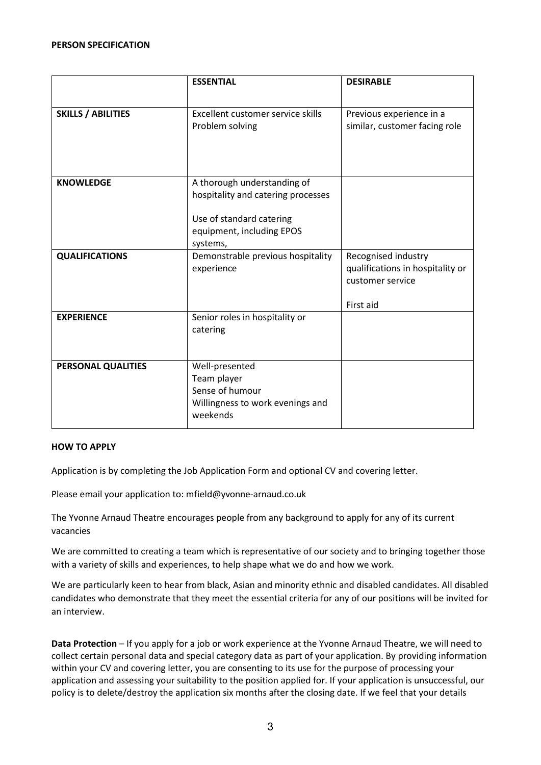**PERSON SPECIFICATION**

| | **ESSENTIAL** | **DESIRABLE** |
|---|---|---|
| **SKILLS / ABILITIES** | Excellent customer service skills<br>Problem solving | Previous experience in a similar, customer facing role |
| **KNOWLEDGE** | A thorough understanding of hospitality and catering processes<br><br>Use of standard catering equipment, including EPOS systems, | |
| **QUALIFICATIONS** | Demonstrable previous hospitality experience | Recognised industry qualifications in hospitality or customer service<br><br>First aid |
| **EXPERIENCE** | Senior roles in hospitality or catering | |
| **PERSONAL QUALITIES** | Well-presented<br>Team player<br>Sense of humour<br>Willingness to work evenings and weekends | |

**HOW TO APPLY**

Application is by completing the Job Application Form and optional CV and covering letter.

Please email your application to: mfield@yvonne-arnaud.co.uk

The Yvonne Arnaud Theatre encourages people from any background to apply for any of its current vacancies

We are committed to creating a team which is representative of our society and to bringing together those with a variety of skills and experiences, to help shape what we do and how we work.

We are particularly keen to hear from black, Asian and minority ethnic and disabled candidates. All disabled candidates who demonstrate that they meet the essential criteria for any of our positions will be invited for an interview.

**Data Protection** – If you apply for a job or work experience at the Yvonne Arnaud Theatre, we will need to collect certain personal data and special category data as part of your application. By providing information within your CV and covering letter, you are consenting to its use for the purpose of processing your application and assessing your suitability to the position applied for. If your application is unsuccessful, our policy is to delete/destroy the application six months after the closing date. If we feel that your details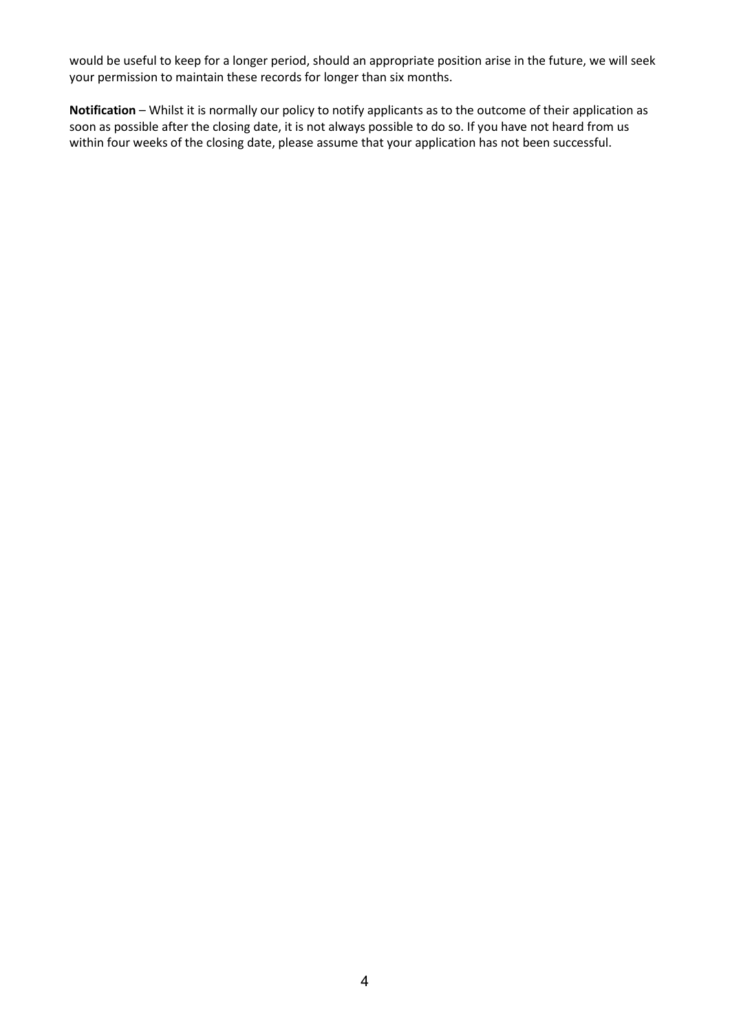would be useful to keep for a longer period, should an appropriate position arise in the future, we will seek your permission to maintain these records for longer than six months.

**Notification** – Whilst it is normally our policy to notify applicants as to the outcome of their application as soon as possible after the closing date, it is not always possible to do so. If you have not heard from us within four weeks of the closing date, please assume that your application has not been successful.